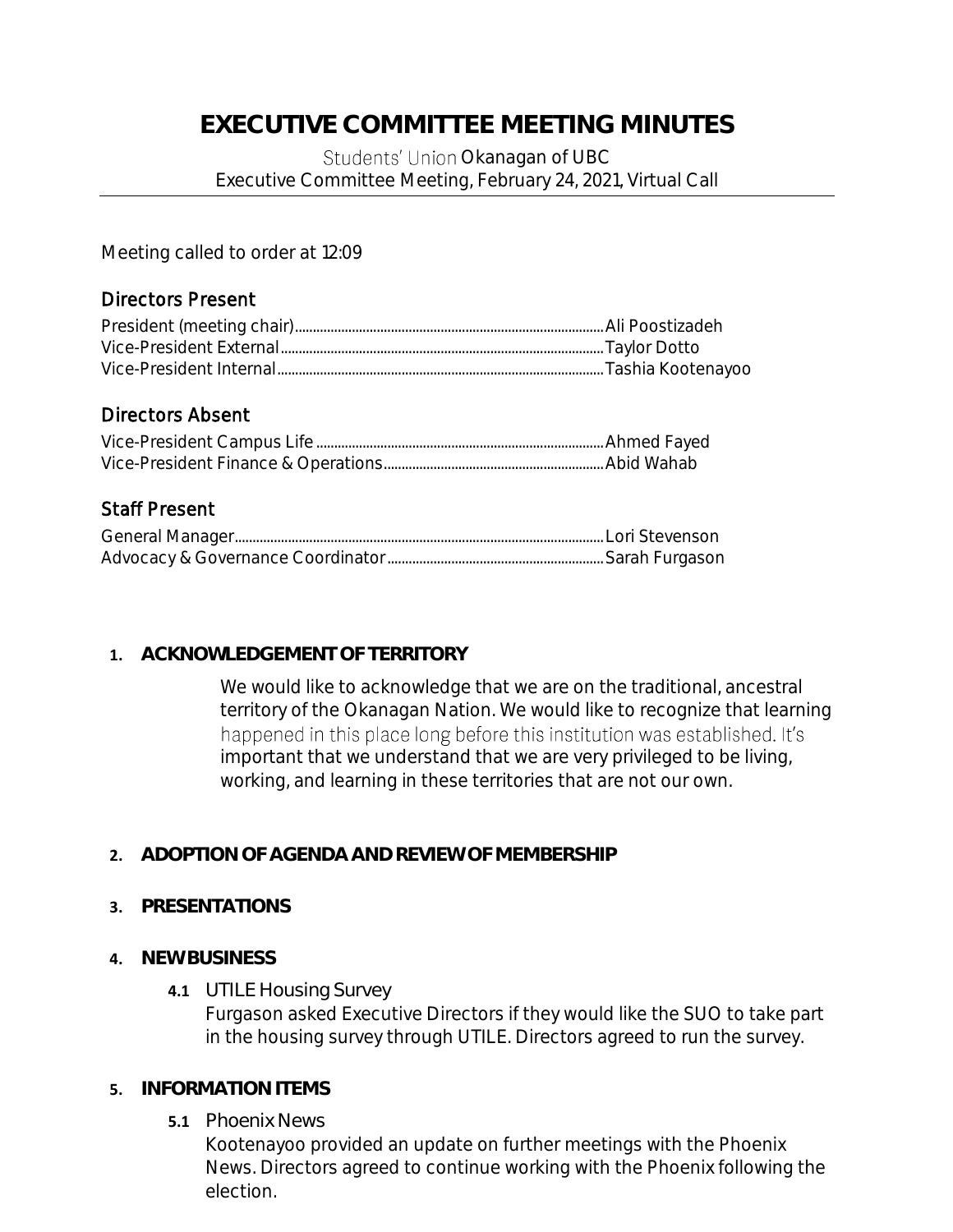# EXECUTIVE COMMITTEE MEETING MINUTES

Students' Union Okanagan of UBC
Executive Committee Meeting, February 24, 2021, Virtual Call

Meeting called to order at 12:09

## Directors Present

President (meeting chair)........................................Ali Poostizadeh
Vice-President External........................................Taylor Dotto
Vice-President Internal........................................Tashia Kootenayoo

## Directors Absent

Vice-President Campus Life........................................Ahmed Fayed
Vice-President Finance & Operations........................................Abid Wahab

## Staff Present

General Manager........................................Lori Stevenson
Advocacy & Governance Coordinator........................................Sarah Furgason

### 1. ACKNOWLEDGEMENT OF TERRITORY

We would like to acknowledge that we are on the traditional, ancestral territory of the Okanagan Nation. We would like to recognize that learning happened in this place long before this institution was established. It's important that we understand that we are very privileged to be living, working, and learning in these territories that are not our own.

### 2. ADOPTION OF AGENDA AND REVIEW OF MEMBERSHIP

### 3. PRESENTATIONS

### 4. NEW BUSINESS

**4.1** UTILE Housing Survey

Furgason asked Executive Directors if they would like the SUO to take part in the housing survey through UTILE. Directors agreed to run the survey.

### 5. INFORMATION ITEMS

**5.1** Phoenix News

Kootenayoo provided an update on further meetings with the Phoenix News. Directors agreed to continue working with the Phoenix following the election.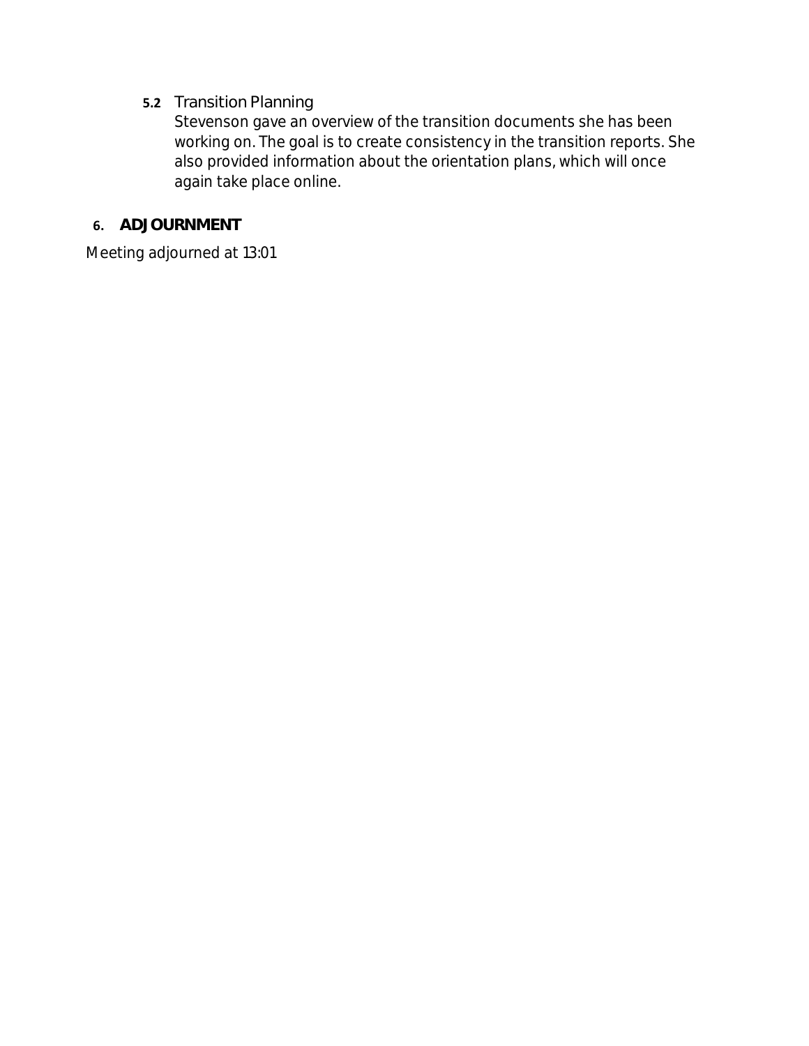### 5.2 Transition Planning

Stevenson gave an overview of the transition documents she has been working on. The goal is to create consistency in the transition reports. She also provided information about the orientation plans, which will once again take place online.

## 6. ADJOURNMENT

Meeting adjourned at 13:01